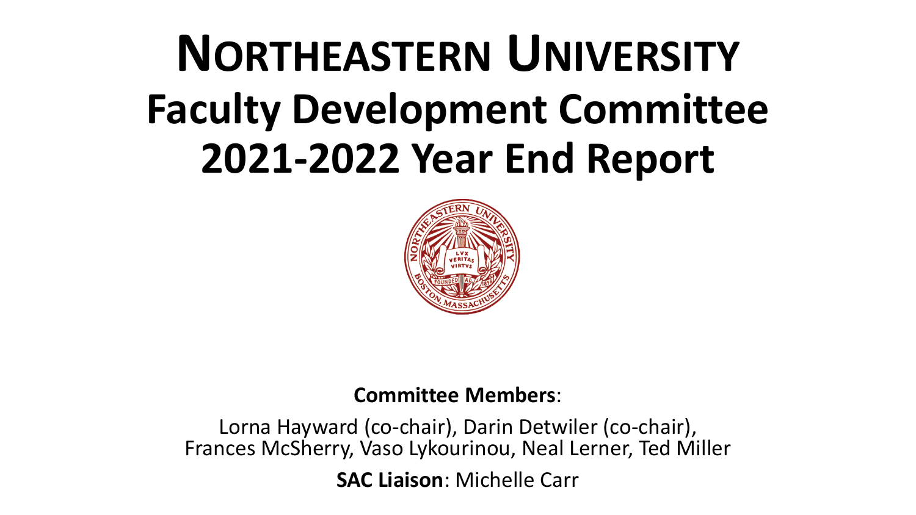# NORTHEASTERN UNIVERSITY
# Faculty Development Committee
# 2021-2022 Year End Report

**Committee Members**:

Lorna Hayward (co-chair), Darin Detwiler (co-chair), Frances McSherry, Vaso Lykourinou, Neal Lerner, Ted Miller

**SAC Liaison**: Michelle Carr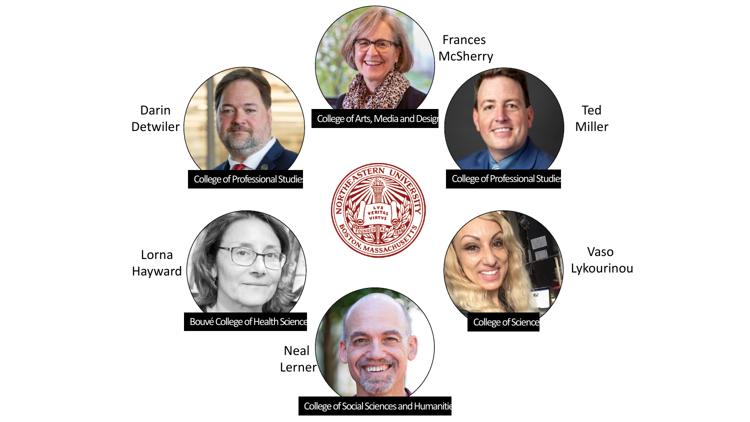Frances McSherry
College of Arts, Media and Design

Darin Detwiler
College of Professional Studies

Ted Miller
College of Professional Studies

Lorna Hayward
Bouvé College of Health Science

Vaso Lykourinou
College of Science

Neal Lerner
College of Social Sciences and Humanities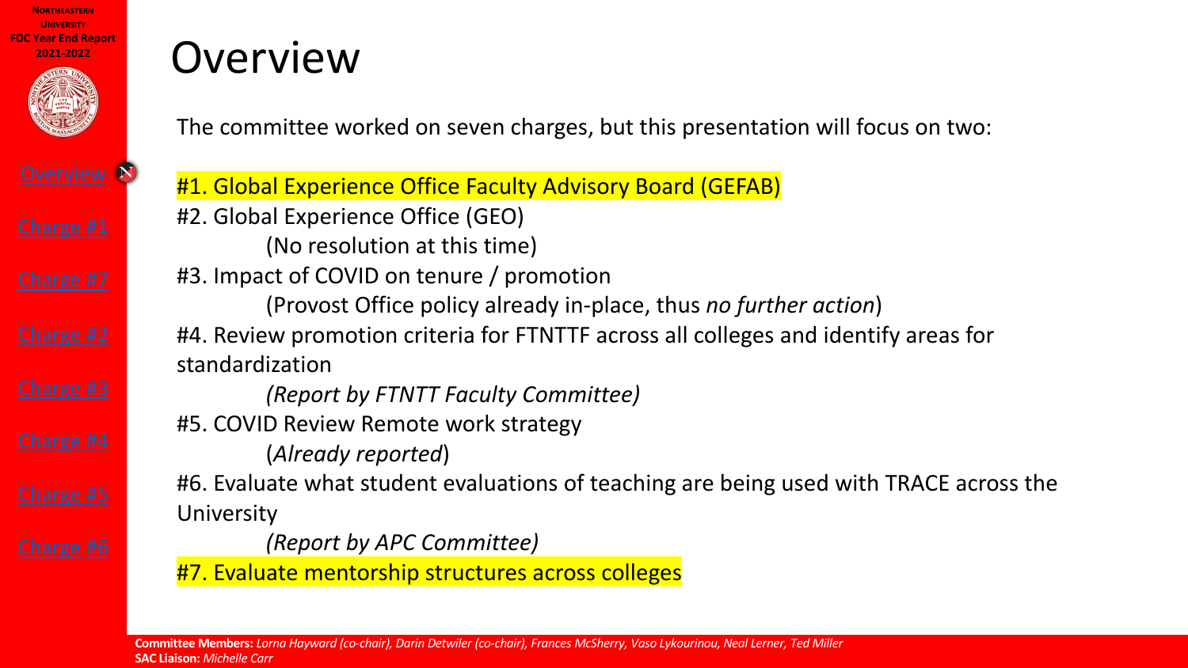# Overview

The committee worked on seven charges, but this presentation will focus on two:

#1. Global Experience Office Faculty Advisory Board (GEFAB)

#2. Global Experience Office (GEO)

(No resolution at this time)

#3. Impact of COVID on tenure / promotion

(Provost Office policy already in-place, thus *no further action*)

#4. Review promotion criteria for FTNTTF across all colleges and identify areas for standardization

*(Report by FTNTT Faculty Committee)*

#5. COVID Review Remote work strategy

(*Already reported*)

#6. Evaluate what student evaluations of teaching are being used with TRACE across the University

*(Report by APC Committee)*

#7. Evaluate mentorship structures across colleges

**Committee Members:** *Lorna Hayward (co-chair), Darin Detwiler (co-chair), Frances McSherry, Vaso Lykourinou, Neal Lerner, Ted Miller*

**SAC Liaison:** *Michelle Carr*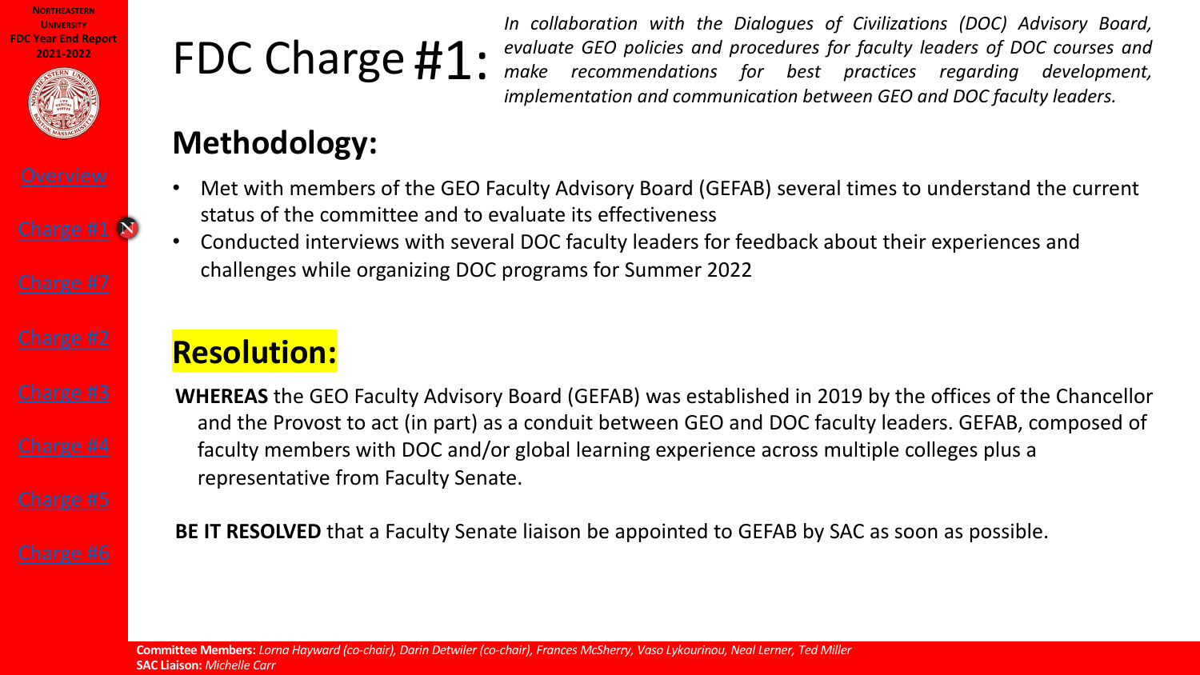# FDC Charge #1:

*In collaboration with the Dialogues of Civilizations (DOC) Advisory Board, evaluate GEO policies and procedures for faculty leaders of DOC courses and make recommendations for best practices regarding development, implementation and communication between GEO and DOC faculty leaders.*

## Methodology:

- Met with members of the GEO Faculty Advisory Board (GEFAB) several times to understand the current status of the committee and to evaluate its effectiveness
- Conducted interviews with several DOC faculty leaders for feedback about their experiences and challenges while organizing DOC programs for Summer 2022

## Resolution:

**WHEREAS** the GEO Faculty Advisory Board (GEFAB) was established in 2019 by the offices of the Chancellor and the Provost to act (in part) as a conduit between GEO and DOC faculty leaders. GEFAB, composed of faculty members with DOC and/or global learning experience across multiple colleges plus a representative from Faculty Senate.

**BE IT RESOLVED** that a Faculty Senate liaison be appointed to GEFAB by SAC as soon as possible.

**Committee Members:** *Lorna Hayward (co-chair), Darin Detwiler (co-chair), Frances McSherry, Vaso Lykourinou, Neal Lerner, Ted Miller*
**SAC Liaison:** *Michelle Carr*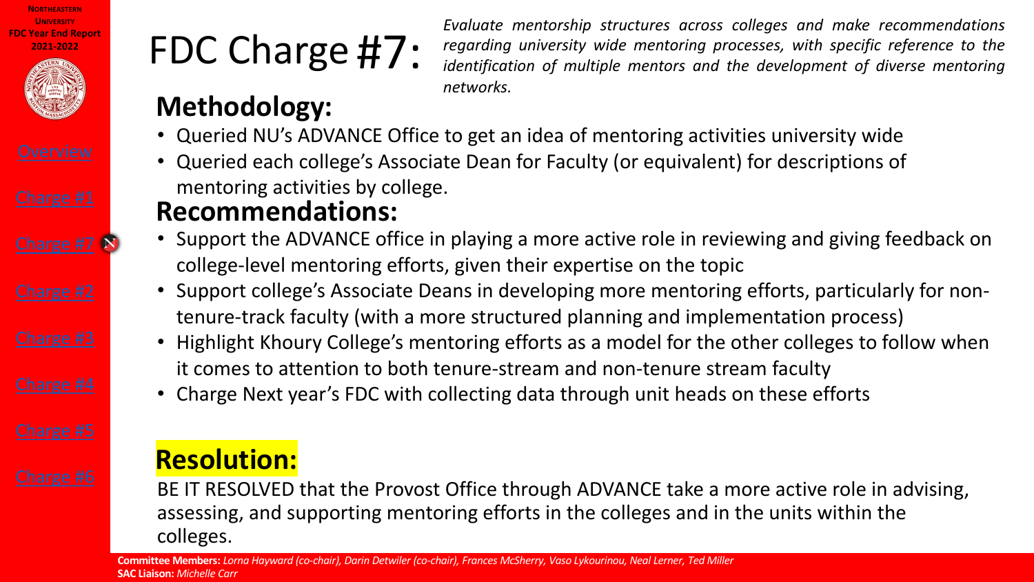# FDC Charge #7:

*Evaluate mentorship structures across colleges and make recommendations regarding university wide mentoring processes, with specific reference to the identification of multiple mentors and the development of diverse mentoring networks.*

## Methodology:

- Queried NU's ADVANCE Office to get an idea of mentoring activities university wide
- Queried each college's Associate Dean for Faculty (or equivalent) for descriptions of mentoring activities by college.

## Recommendations:

- Support the ADVANCE office in playing a more active role in reviewing and giving feedback on college-level mentoring efforts, given their expertise on the topic
- Support college's Associate Deans in developing more mentoring efforts, particularly for non-tenure-track faculty (with a more structured planning and implementation process)
- Highlight Khoury College's mentoring efforts as a model for the other colleges to follow when it comes to attention to both tenure-stream and non-tenure stream faculty
- Charge Next year's FDC with collecting data through unit heads on these efforts

## Resolution:

BE IT RESOLVED that the Provost Office through ADVANCE take a more active role in advising, assessing, and supporting mentoring efforts in the colleges and in the units within the colleges.

**Committee Members:** *Lorna Hayward (co-chair), Darin Detwiler (co-chair), Frances McSherry, Vaso Lykourinou, Neal Lerner, Ted Miller*
**SAC Liaison:** *Michelle Carr*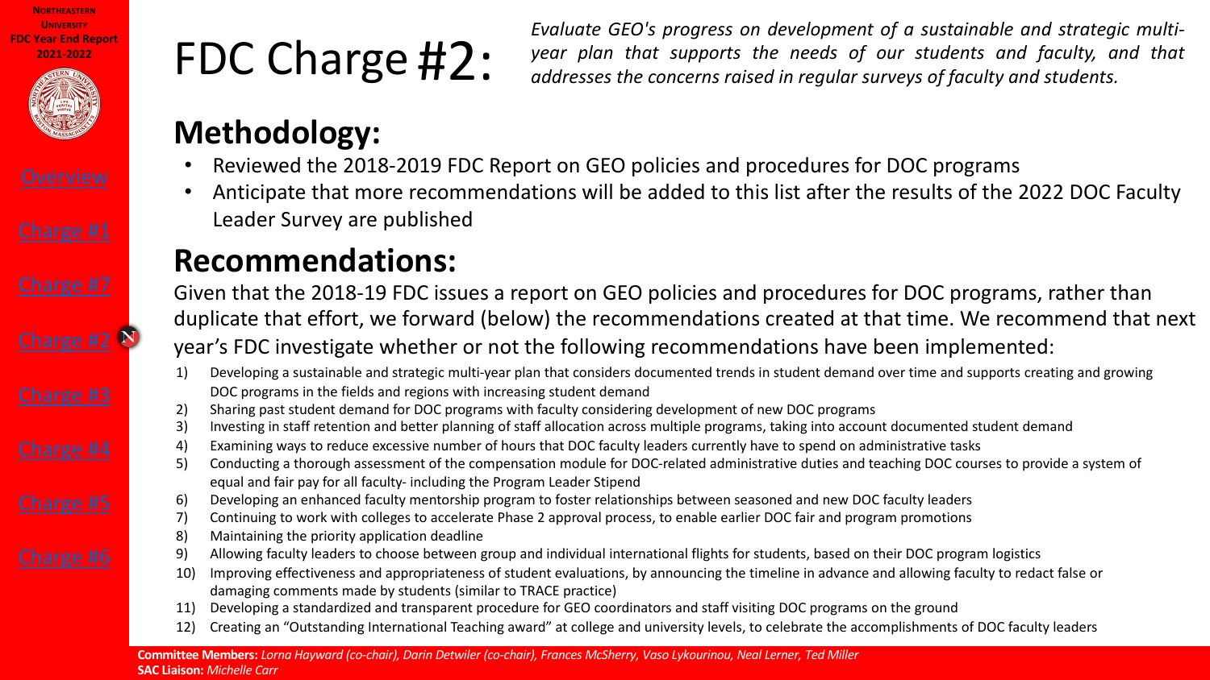# FDC Charge #2:

*Evaluate GEO's progress on development of a sustainable and strategic multi-year plan that supports the needs of our students and faculty, and that addresses the concerns raised in regular surveys of faculty and students.*

## Methodology:

- Reviewed the 2018-2019 FDC Report on GEO policies and procedures for DOC programs
- Anticipate that more recommendations will be added to this list after the results of the 2022 DOC Faculty Leader Survey are published

## Recommendations:

Given that the 2018-19 FDC issues a report on GEO policies and procedures for DOC programs, rather than duplicate that effort, we forward (below) the recommendations created at that time. We recommend that next year's FDC investigate whether or not the following recommendations have been implemented:

1) Developing a sustainable and strategic multi-year plan that considers documented trends in student demand over time and supports creating and growing DOC programs in the fields and regions with increasing student demand
2) Sharing past student demand for DOC programs with faculty considering development of new DOC programs
3) Investing in staff retention and better planning of staff allocation across multiple programs, taking into account documented student demand
4) Examining ways to reduce excessive number of hours that DOC faculty leaders currently have to spend on administrative tasks
5) Conducting a thorough assessment of the compensation module for DOC-related administrative duties and teaching DOC courses to provide a system of equal and fair pay for all faculty- including the Program Leader Stipend
6) Developing an enhanced faculty mentorship program to foster relationships between seasoned and new DOC faculty leaders
7) Continuing to work with colleges to accelerate Phase 2 approval process, to enable earlier DOC fair and program promotions
8) Maintaining the priority application deadline
9) Allowing faculty leaders to choose between group and individual international flights for students, based on their DOC program logistics
10) Improving effectiveness and appropriateness of student evaluations, by announcing the timeline in advance and allowing faculty to redact false or damaging comments made by students (similar to TRACE practice)
11) Developing a standardized and transparent procedure for GEO coordinators and staff visiting DOC programs on the ground
12) Creating an "Outstanding International Teaching award" at college and university levels, to celebrate the accomplishments of DOC faculty leaders

**Committee Members:** *Lorna Hayward (co-chair), Darin Detwiler (co-chair), Frances McSherry, Vaso Lykourinou, Neal Lerner, Ted Miller*
**SAC Liaison:** *Michelle Carr*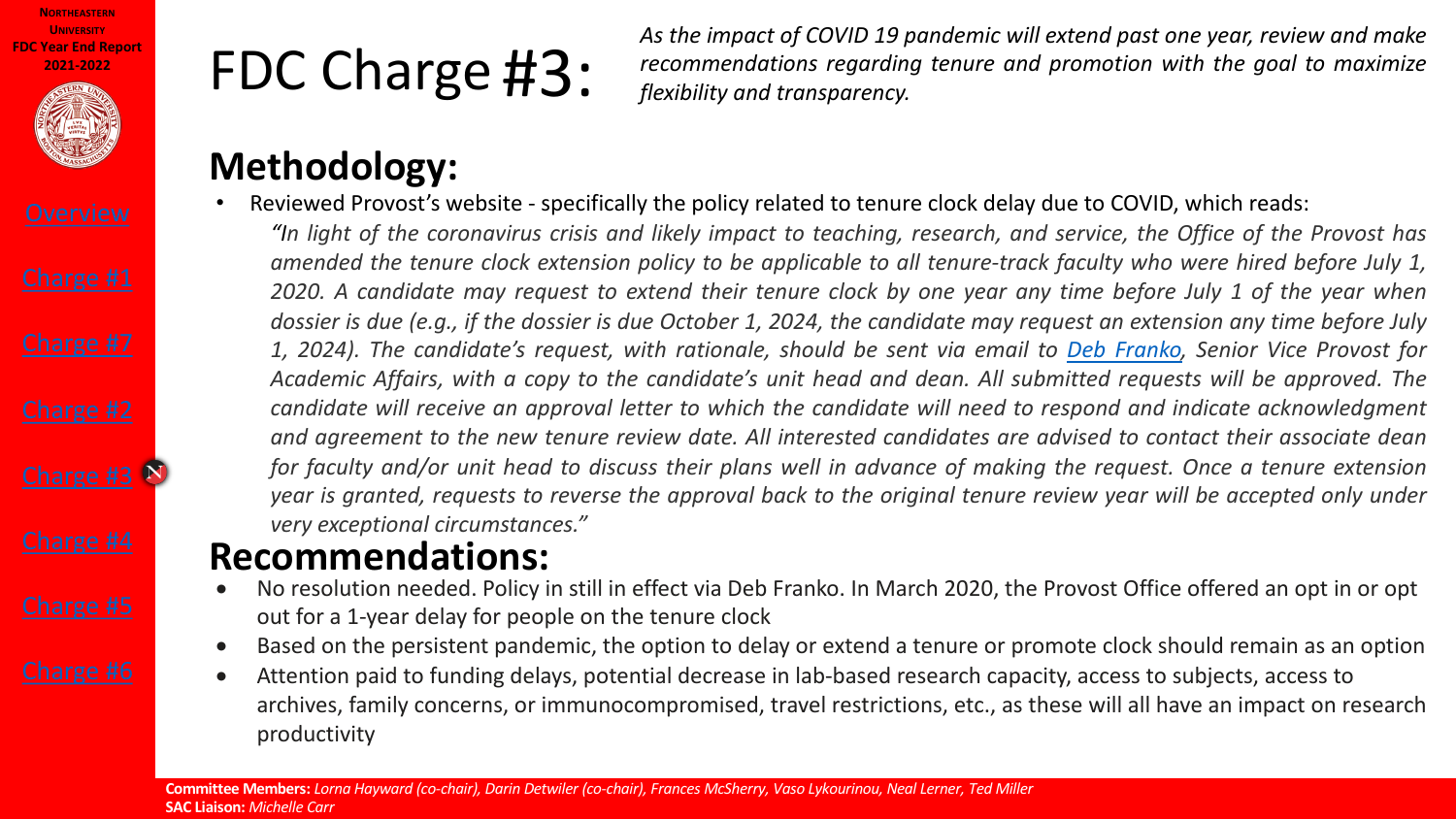Northeastern University
FDC Year End Report
2021-2022

Overview

Charge #1

Charge #7

Charge #2

Charge #3

Charge #4

Charge #5

Charge #6

# FDC Charge #3:

*As the impact of COVID 19 pandemic will extend past one year, review and make recommendations regarding tenure and promotion with the goal to maximize flexibility and transparency.*

## Methodology:

- Reviewed Provost's website - specifically the policy related to tenure clock delay due to COVID, which reads:

  *"In light of the coronavirus crisis and likely impact to teaching, research, and service, the Office of the Provost has amended the tenure clock extension policy to be applicable to all tenure-track faculty who were hired before July 1, 2020. A candidate may request to extend their tenure clock by one year any time before July 1 of the year when dossier is due (e.g., if the dossier is due October 1, 2024, the candidate may request an extension any time before July 1, 2024). The candidate's request, with rationale, should be sent via email to Deb Franko, Senior Vice Provost for Academic Affairs, with a copy to the candidate's unit head and dean. All submitted requests will be approved. The candidate will receive an approval letter to which the candidate will need to respond and indicate acknowledgment and agreement to the new tenure review date. All interested candidates are advised to contact their associate dean for faculty and/or unit head to discuss their plans well in advance of making the request. Once a tenure extension year is granted, requests to reverse the approval back to the original tenure review year will be accepted only under very exceptional circumstances."*

## Recommendations:

- No resolution needed. Policy in still in effect via Deb Franko. In March 2020, the Provost Office offered an opt in or opt out for a 1-year delay for people on the tenure clock
- Based on the persistent pandemic, the option to delay or extend a tenure or promote clock should remain as an option
- Attention paid to funding delays, potential decrease in lab-based research capacity, access to subjects, access to archives, family concerns, or immunocompromised, travel restrictions, etc., as these will all have an impact on research productivity

**Committee Members:** *Lorna Hayward (co-chair), Darin Detwiler (co-chair), Frances McSherry, Vaso Lykourinou, Neal Lerner, Ted Miller*
**SAC Liaison:** *Michelle Carr*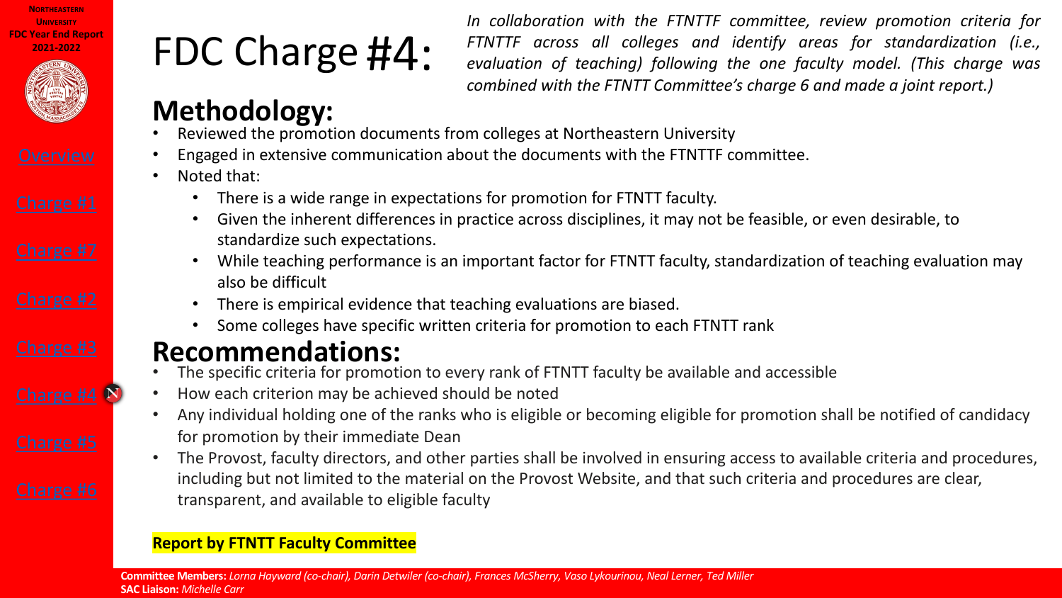Northeastern University
FDC Year End Report 2021-2022

Overview

Charge #1

Charge #7

Charge #2

Charge #3

Charge #4

Charge #5

Charge #6

# FDC Charge #4:

*In collaboration with the FTNTTF committee, review promotion criteria for FTNTTF across all colleges and identify areas for standardization (i.e., evaluation of teaching) following the one faculty model. (This charge was combined with the FTNTT Committee's charge 6 and made a joint report.)*

## Methodology:

- Reviewed the promotion documents from colleges at Northeastern University
- Engaged in extensive communication about the documents with the FTNTTF committee.
- Noted that:
  - There is a wide range in expectations for promotion for FTNTT faculty.
  - Given the inherent differences in practice across disciplines, it may not be feasible, or even desirable, to standardize such expectations.
  - While teaching performance is an important factor for FTNTT faculty, standardization of teaching evaluation may also be difficult
  - There is empirical evidence that teaching evaluations are biased.
  - Some colleges have specific written criteria for promotion to each FTNTT rank

## Recommendations:

- The specific criteria for promotion to every rank of FTNTT faculty be available and accessible
- How each criterion may be achieved should be noted
- Any individual holding one of the ranks who is eligible or becoming eligible for promotion shall be notified of candidacy for promotion by their immediate Dean
- The Provost, faculty directors, and other parties shall be involved in ensuring access to available criteria and procedures, including but not limited to the material on the Provost Website, and that such criteria and procedures are clear, transparent, and available to eligible faculty

**Report by FTNTT Faculty Committee**

**Committee Members:** *Lorna Hayward (co-chair), Darin Detwiler (co-chair), Frances McSherry, Vaso Lykourinou, Neal Lerner, Ted Miller*
**SAC Liaison:** *Michelle Carr*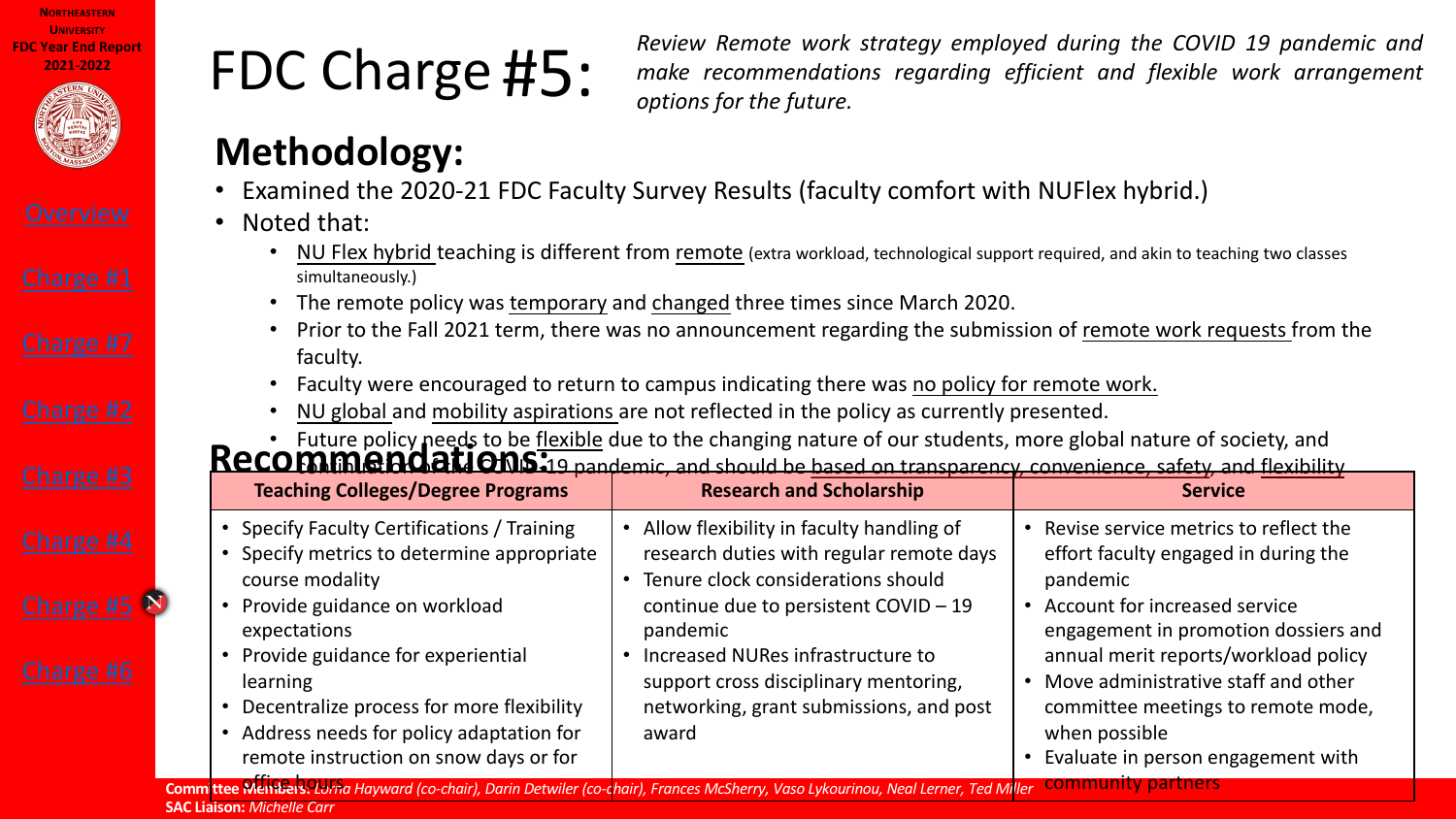# FDC Charge #5:

*Review Remote work strategy employed during the COVID 19 pandemic and make recommendations regarding efficient and flexible work arrangement options for the future.*

## Methodology:

- Examined the 2020-21 FDC Faculty Survey Results (faculty comfort with NUFlex hybrid.)
- Noted that:
  - NU Flex hybrid teaching is different from remote (extra workload, technological support required, and akin to teaching two classes simultaneously.)
  - The remote policy was temporary and changed three times since March 2020.
  - Prior to the Fall 2021 term, there was no announcement regarding the submission of remote work requests from the faculty.
  - Faculty were encouraged to return to campus indicating there was no policy for remote work.
  - NU global and mobility aspirations are not reflected in the policy as currently presented.
  - Future policy needs to be flexible due to the changing nature of our students, more global nature of society, and continuation of the COVID-19 pandemic, and should be based on transparency, convenience, safety, and flexibility.

## Recommendations:

| Teaching Colleges/Degree Programs | Research and Scholarship | Service |
|---|---|---|
| • Specify Faculty Certifications / Training<br>• Specify metrics to determine appropriate course modality<br>• Provide guidance on workload expectations<br>• Provide guidance for experiential learning<br>• Decentralize process for more flexibility<br>• Address needs for policy adaptation for remote instruction on snow days or for office hours | • Allow flexibility in faculty handling of research duties with regular remote days<br>• Tenure clock considerations should continue due to persistent COVID – 19 pandemic<br>• Increased NURes infrastructure to support cross disciplinary mentoring, networking, grant submissions, and post award | • Revise service metrics to reflect the effort faculty engaged in during the pandemic<br>• Account for increased service engagement in promotion dossiers and annual merit reports/workload policy<br>• Move administrative staff and other committee meetings to remote mode, when possible<br>• Evaluate in person engagement with community partners |

**Committee Members:** *Lorna Hayward (co-chair), Darin Detwiler (co-chair), Frances McSherry, Vaso Lykourinou, Neal Lerner, Ted Miller*

**SAC Liaison:** *Michelle Carr*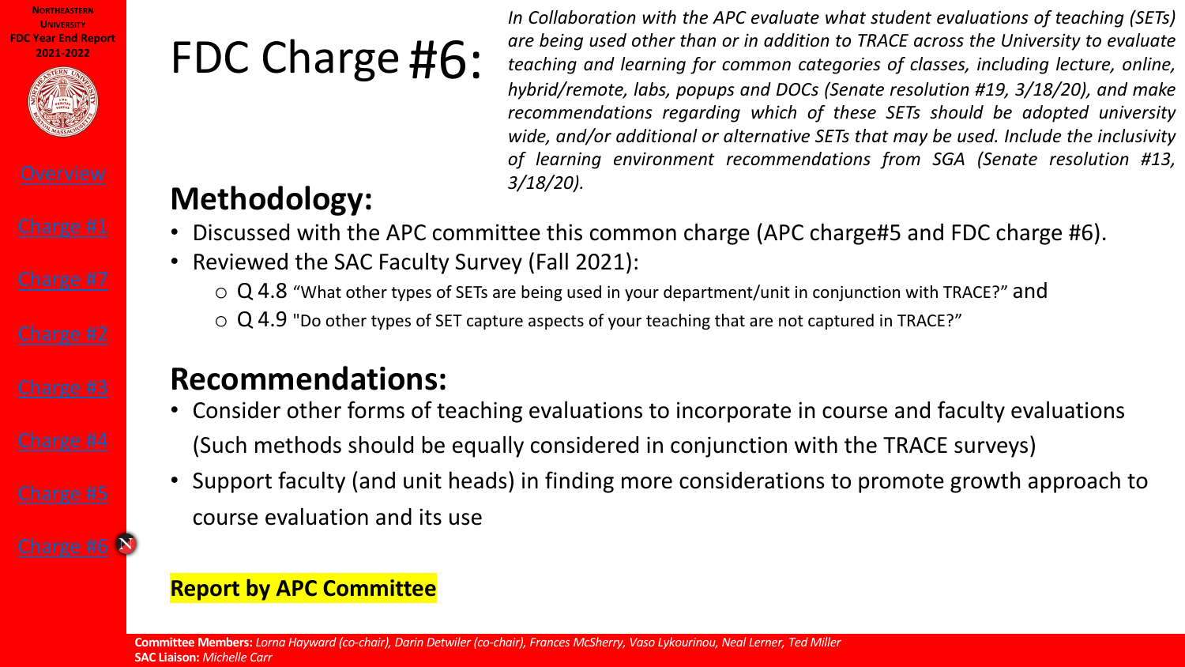NORTHEASTERN UNIVERSITY
FDC Year End Report 2021-2022

Overview

Charge #1

Charge #7

Charge #2

Charge #3

Charge #4

Charge #5

Charge #6

# FDC Charge #6:

*In Collaboration with the APC evaluate what student evaluations of teaching (SETs) are being used other than or in addition to TRACE across the University to evaluate teaching and learning for common categories of classes, including lecture, online, hybrid/remote, labs, popups and DOCs (Senate resolution #19, 3/18/20), and make recommendations regarding which of these SETs should be adopted university wide, and/or additional or alternative SETs that may be used. Include the inclusivity of learning environment recommendations from SGA (Senate resolution #13, 3/18/20).*

## Methodology:

- Discussed with the APC committee this common charge (APC charge#5 and FDC charge #6).
- Reviewed the SAC Faculty Survey (Fall 2021):
  - Q 4.8 "What other types of SETs are being used in your department/unit in conjunction with TRACE?" and
  - Q 4.9 "Do other types of SET capture aspects of your teaching that are not captured in TRACE?"

## Recommendations:

- Consider other forms of teaching evaluations to incorporate in course and faculty evaluations (Such methods should be equally considered in conjunction with the TRACE surveys)
- Support faculty (and unit heads) in finding more considerations to promote growth approach to course evaluation and its use

**Report by APC Committee**

**Committee Members:** *Lorna Hayward (co-chair), Darin Detwiler (co-chair), Frances McSherry, Vaso Lykourinou, Neal Lerner, Ted Miller*
**SAC Liaison:** *Michelle Carr*